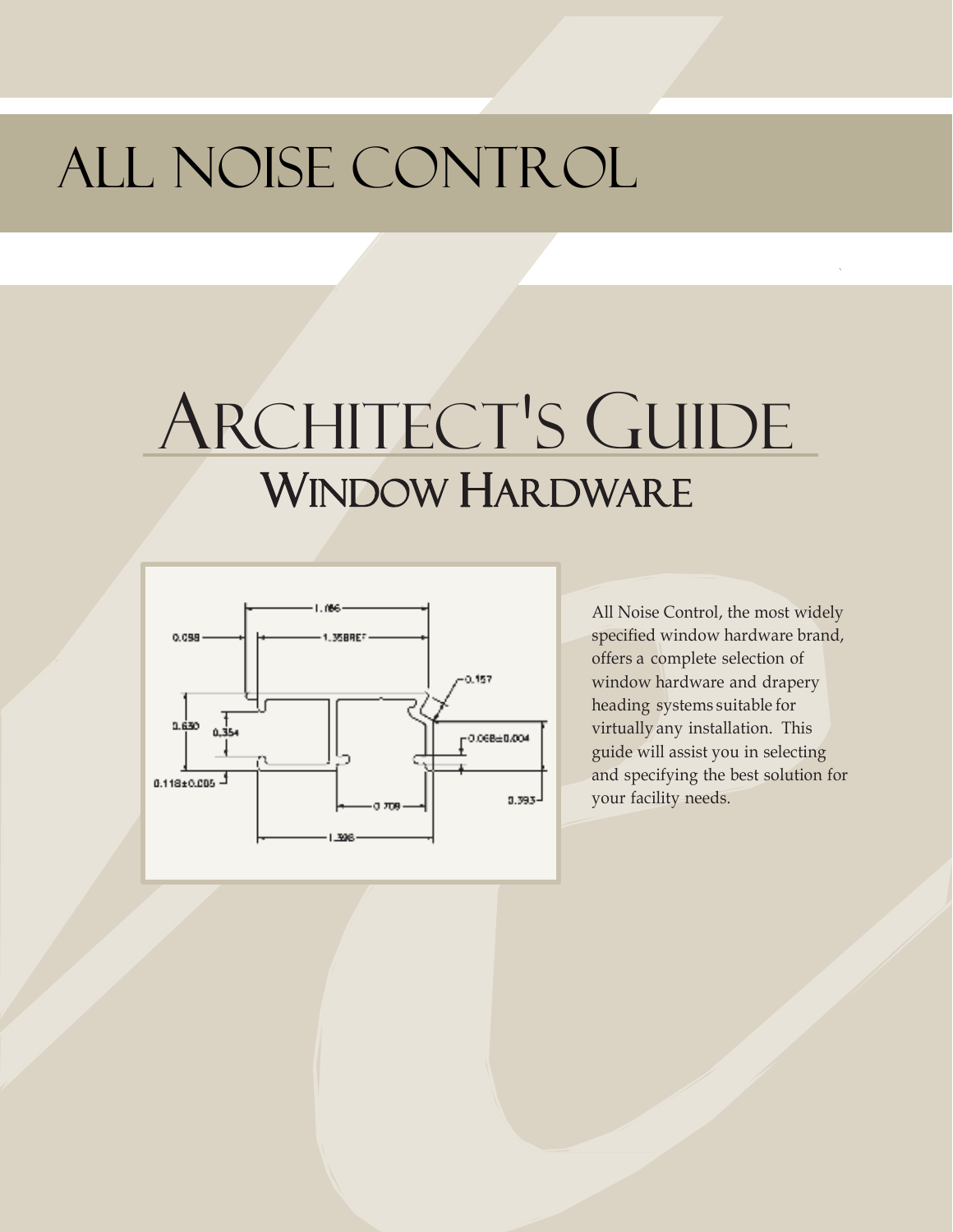# All Noise Control

# Architect's Guide

## Window Hardware

All Noise Control, the most widely specified window hardware brand, offers a complete selection of window hardware and drapery heading systems suitable for virtually any installation. This guide will assist you in selecting and specifying the best solution for your facility needs.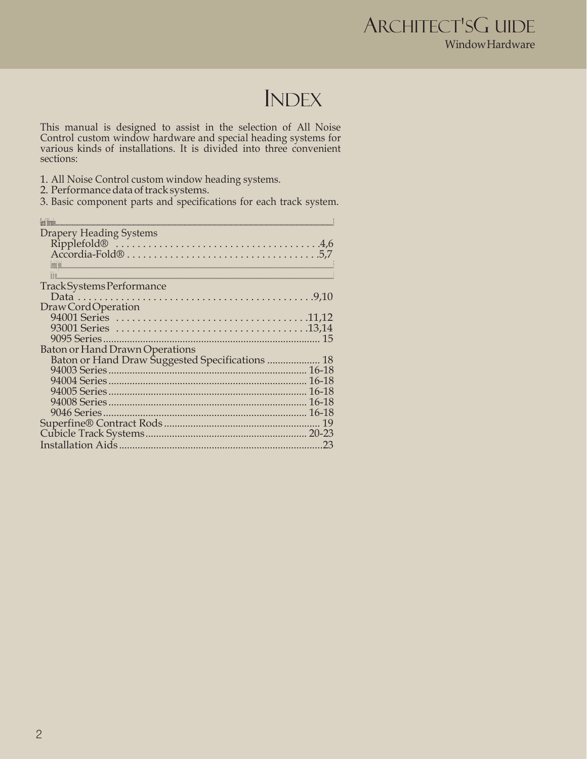# INDEX

This manual is designed to assist in the selection of All Noise Control custom window hardware and special heading systems for various kinds of installations. It is divided into three convenient sections:

1. All Noise Control custom window heading systems.
2. Performance data of track systems.
3. Basic component parts and specifications for each track system.

General Information....3

Drapery Heading Systems
- Ripplefold® ....4,6
- Accordia-Fold® ....5,7
- Suggested Specifications ....8
- Stack Data ....8

Track Systems Performance
- Data ....9,10

Draw Cord Operation
- 94001 Series ....11,12
- 93001 Series ....13,14
- 9095 Series .... 15

Baton or Hand Drawn Operations
- Baton or Hand Draw Suggested Specifications .... 18
- 94003 Series .... 16-18
- 94004 Series .... 16-18
- 94005 Series .... 16-18
- 94008 Series .... 16-18
- 9046 Series .... 16-18

Superfine® Contract Rods .... 19

Cubicle Track Systems .... 20-23

Installation Aids ....23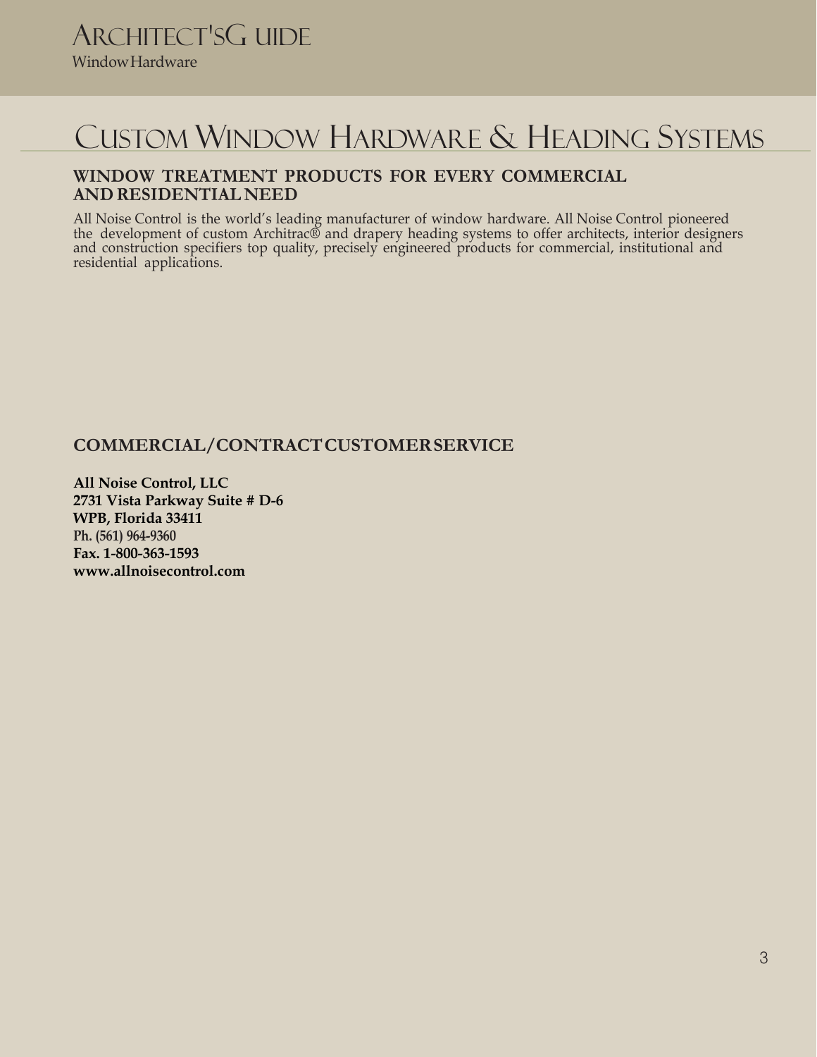# Custom Window Hardware & Heading Systems

## WINDOW TREATMENT PRODUCTS FOR EVERY COMMERCIAL AND RESIDENTIAL NEED

All Noise Control is the world's leading manufacturer of window hardware. All Noise Control pioneered the development of custom Architrac® and drapery heading systems to offer architects, interior designers and construction specifiers top quality, precisely engineered products for commercial, institutional and residential applications.

## COMMERCIAL/CONTRACT CUSTOMER SERVICE

**All Noise Control, LLC**
**2731 Vista Parkway Suite # D-6**
**WPB, Florida 33411**
**Ph. (561) 964-9360**
**Fax. 1-800-363-1593**
**www.allnoisecontrol.com**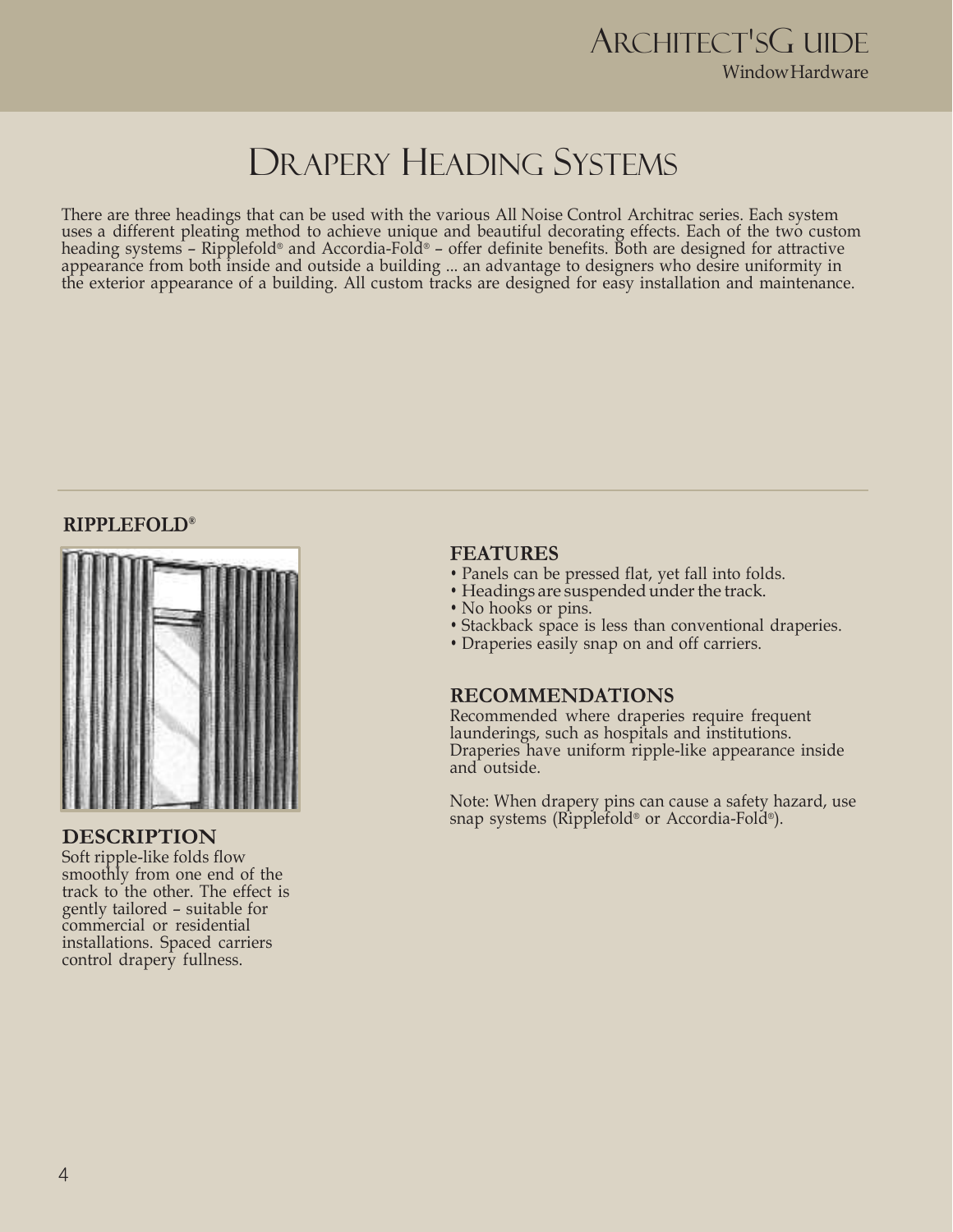# Drapery Heading Systems

There are three headings that can be used with the various All Noise Control Architrac series. Each system uses a different pleating method to achieve unique and beautiful decorating effects. Each of the two custom heading systems – Ripplefold® and Accordia-Fold® – offer definite benefits. Both are designed for attractive appearance from both inside and outside a building ... an advantage to designers who desire uniformity in the exterior appearance of a building. All custom tracks are designed for easy installation and maintenance.

## RIPPLEFOLD®

### DESCRIPTION

Soft ripple-like folds flow smoothly from one end of the track to the other. The effect is gently tailored – suitable for commercial or residential installations. Spaced carriers control drapery fullness.

### FEATURES

- Panels can be pressed flat, yet fall into folds.
- Headings are suspended under the track.
- No hooks or pins.
- Stackback space is less than conventional draperies.
- Draperies easily snap on and off carriers.

### RECOMMENDATIONS

Recommended where draperies require frequent launderings, such as hospitals and institutions. Draperies have uniform ripple-like appearance inside and outside.

Note: When drapery pins can cause a safety hazard, use snap systems (Ripplefold® or Accordia-Fold®).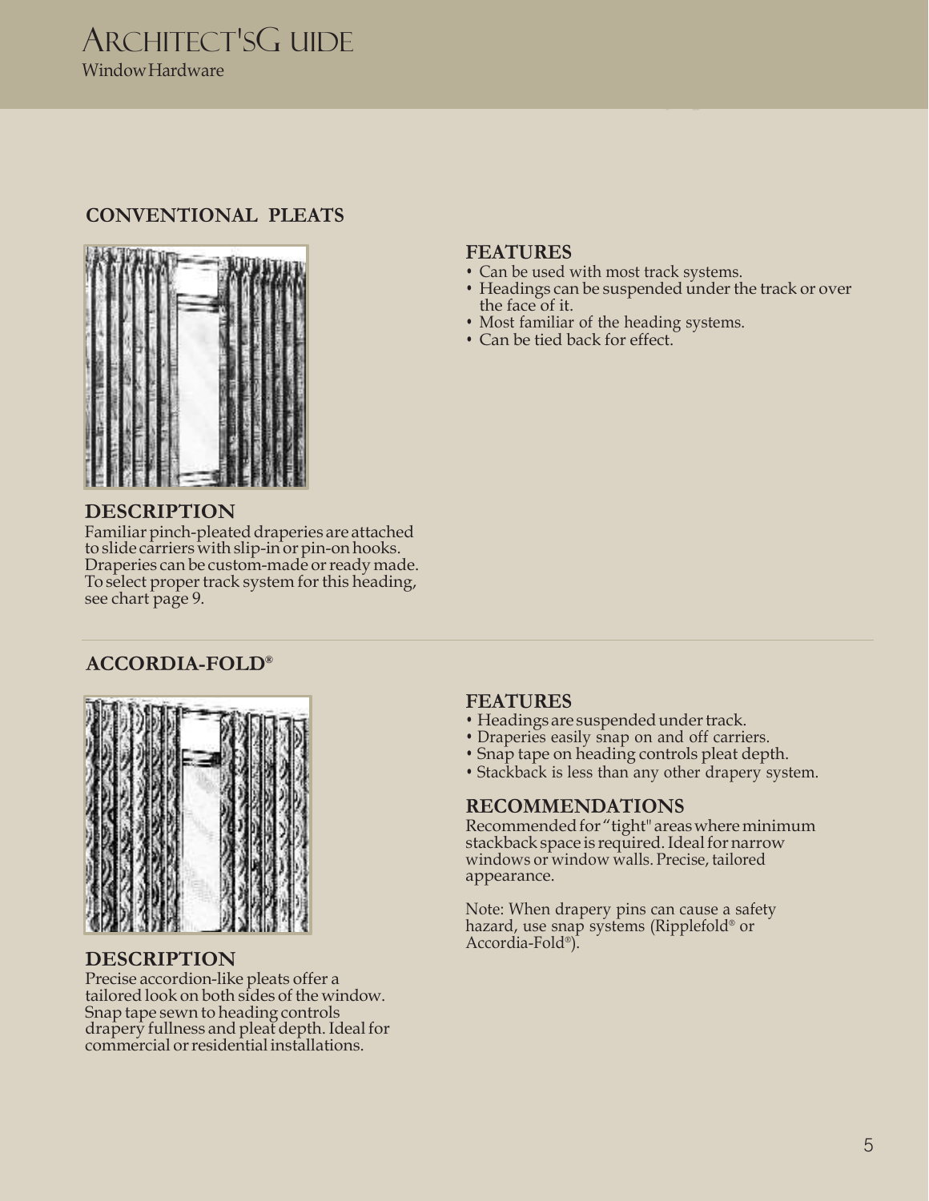## CONVENTIONAL PLEATS

### DESCRIPTION

Familiar pinch-pleated draperies are attached to slide carriers with slip-in or pin-on hooks. Draperies can be custom-made or ready made. To select proper track system for this heading, see chart page 9.

### FEATURES

- Can be used with most track systems.
- Headings can be suspended under the track or over the face of it.
- Most familiar of the heading systems.
- Can be tied back for effect.

## ACCORDIA-FOLD®

### DESCRIPTION

Precise accordion-like pleats offer a tailored look on both sides of the window. Snap tape sewn to heading controls drapery fullness and pleat depth. Ideal for commercial or residential installations.

### FEATURES

- Headings are suspended under track.
- Draperies easily snap on and off carriers.
- Snap tape on heading controls pleat depth.
- Stackback is less than any other drapery system.

### RECOMMENDATIONS

Recommended for "tight" areas where minimum stackback space is required. Ideal for narrow windows or window walls. Precise, tailored appearance.

Note: When drapery pins can cause a safety hazard, use snap systems (Ripplefold® or Accordia-Fold®).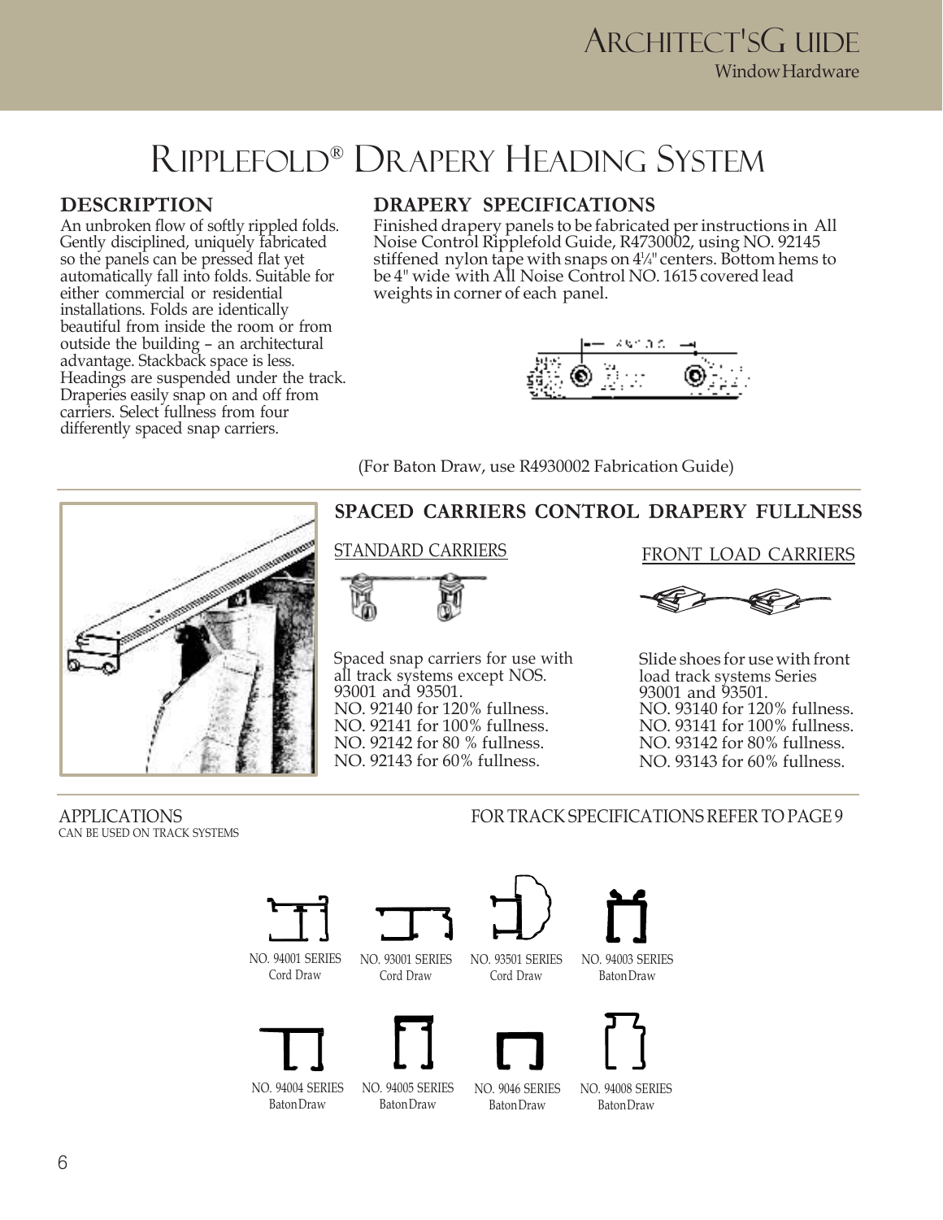# Ripplefold® Drapery Heading System

## DESCRIPTION

An unbroken flow of softly rippled folds. Gently disciplined, uniquely fabricated so the panels can be pressed flat yet automatically fall into folds. Suitable for either commercial or residential installations. Folds are identically beautiful from inside the room or from outside the building – an architectural advantage. Stackback space is less. Headings are suspended under the track. Draperies easily snap on and off from carriers. Select fullness from four differently spaced snap carriers.

## DRAPERY SPECIFICATIONS

Finished drapery panels to be fabricated per instructions in All Noise Control Ripplefold Guide, R4730002, using NO. 92145 stiffened nylon tape with snaps on 4¼" centers. Bottom hems to be 4" wide with All Noise Control NO. 1615 covered lead weights in corner of each panel.

(For Baton Draw, use R4930002 Fabrication Guide)

## SPACED CARRIERS CONTROL DRAPERY FULLNESS

### STANDARD CARRIERS

Spaced snap carriers for use with all track systems except NOS. 93001 and 93501.
NO. 92140 for 120% fullness.
NO. 92141 for 100% fullness.
NO. 92142 for 80 % fullness.
NO. 92143 for 60% fullness.

### FRONT LOAD CARRIERS

Slide shoes for use with front load track systems Series 93001 and 93501.
NO. 93140 for 120% fullness.
NO. 93141 for 100% fullness.
NO. 93142 for 80% fullness.
NO. 93143 for 60% fullness.

## APPLICATIONS

CAN BE USED ON TRACK SYSTEMS

FOR TRACK SPECIFICATIONS REFER TO PAGE 9

NO. 94001 SERIES Cord Draw

NO. 93001 SERIES Cord Draw

NO. 93501 SERIES Cord Draw

NO. 94003 SERIES Baton Draw

NO. 94004 SERIES Baton Draw

NO. 94005 SERIES Baton Draw

NO. 9046 SERIES Baton Draw

NO. 94008 SERIES Baton Draw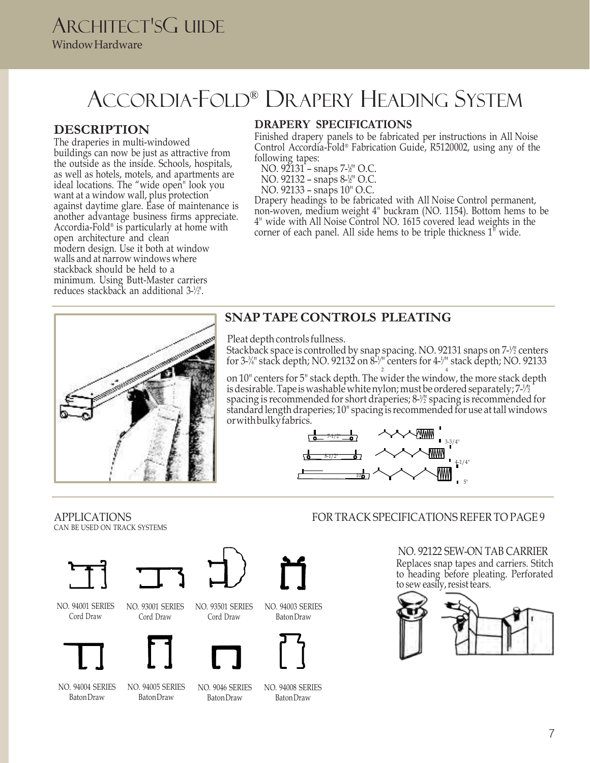# Accordia-Fold® Drapery Heading System

## DESCRIPTION

The draperies in multi-windowed buildings can now be just as attractive from the outside as the inside. Schools, hospitals, as well as hotels, motels, and apartments are ideal locations. The "wide open" look you want at a window wall, plus protection against daytime glare. Ease of maintenance is another advantage business firms appreciate. Accordia-Fold® is particularly at home with open architecture and clean modern design. Use it both at window walls and at narrow windows where stackback should be held to a minimum. Using Butt-Master carriers reduces stackback an additional 3-½".

## DRAPERY SPECIFICATIONS

Finished drapery panels to be fabricated per instructions in All Noise Control Accordia-Fold® Fabrication Guide, R5120002, using any of the following tapes:

- NO. 92131 – snaps 7-½" O.C.
- NO. 92132 – snaps 8-½" O.C.
- NO. 92133 – snaps 10" O.C.

Drapery headings to be fabricated with All Noise Control permanent, non-woven, medium weight 4" buckram (NO. 1154). Bottom hems to be 4" wide with All Noise Control NO. 1615 covered lead weights in the corner of each panel. All side hems to be triple thickness 1" wide.

## SNAP TAPE CONTROLS PLEATING

Pleat depth controls fullness.

Stackback space is controlled by snap spacing. NO. 92131 snaps on 7-½" centers for 3-¾" stack depth; NO. 92132 on 8-½" centers for 4-¼" stack depth; NO. 92133 on 10" centers for 5" stack depth. The wider the window, the more stack depth is desirable. Tape is washable white nylon; must be ordered separately; 7-½" spacing is recommended for short draperies; 8-½" spacing is recommended for standard length draperies; 10" spacing is recommended for use at tall windows or with bulky fabrics.

7-1/2" — 3-3/4"
8-1/2" — 4-1/4"
10" — 5"

## APPLICATIONS

CAN BE USED ON TRACK SYSTEMS

FOR TRACK SPECIFICATIONS REFER TO PAGE 9

- NO. 94001 SERIES – Cord Draw
- NO. 93001 SERIES – Cord Draw
- NO. 93501 SERIES – Cord Draw
- NO. 94003 SERIES – Baton Draw
- NO. 94004 SERIES – Baton Draw
- NO. 94005 SERIES – Baton Draw
- NO. 9046 SERIES – Baton Draw
- NO. 94008 SERIES – Baton Draw

### NO. 92122 SEW-ON TAB CARRIER

Replaces snap tapes and carriers. Stitch to heading before pleating. Perforated to sew easily, resist tears.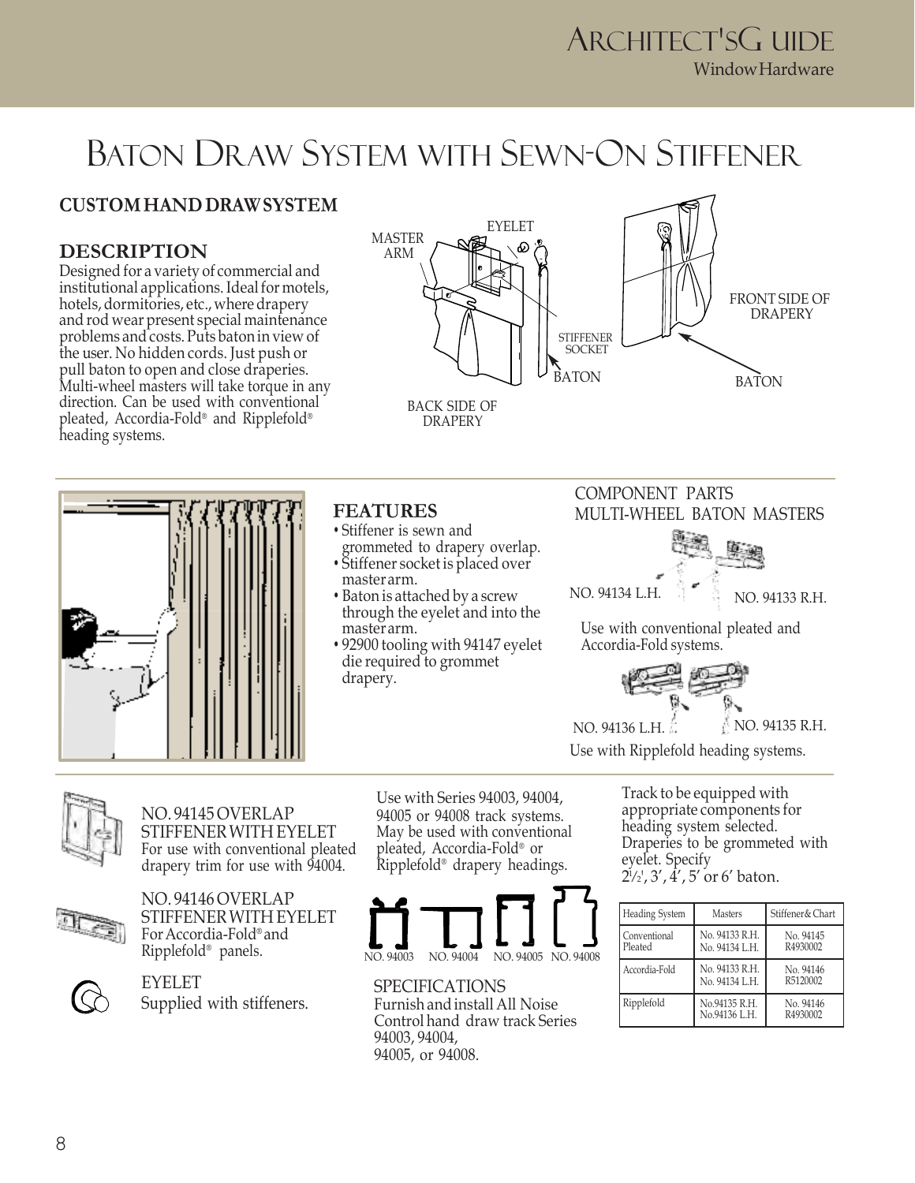# Baton Draw System with Sewn-On Stiffener

## CUSTOM HAND DRAW SYSTEM

### DESCRIPTION

Designed for a variety of commercial and institutional applications. Ideal for motels, hotels, dormitories, etc., where drapery and rod wear present special maintenance problems and costs. Puts baton in view of the user. No hidden cords. Just push or pull baton to open and close draperies. Multi-wheel masters will take torque in any direction. Can be used with conventional pleated, Accordia-Fold® and Ripplefold® heading systems.

MASTER ARM

EYELET

STIFFENER SOCKET

BATON

BACK SIDE OF DRAPERY

FRONT SIDE OF DRAPERY

BATON

### FEATURES

- Stiffener is sewn and grommeted to drapery overlap.
- Stiffener socket is placed over master arm.
- Baton is attached by a screw through the eyelet and into the master arm.
- 92900 tooling with 94147 eyelet die required to grommet drapery.

COMPONENT PARTS
MULTI-WHEEL BATON MASTERS

NO. 94134 L.H. NO. 94133 R.H.

Use with conventional pleated and Accordia-Fold systems.

NO. 94136 L.H. NO. 94135 R.H.

Use with Ripplefold heading systems.

NO. 94145 OVERLAP STIFFENER WITH EYELET
For use with conventional pleated drapery trim for use with 94004.

NO. 94146 OVERLAP STIFFENER WITH EYELET
For Accordia-Fold® and Ripplefold® panels.

EYELET
Supplied with stiffeners.

Use with Series 94003, 94004, 94005 or 94008 track systems. May be used with conventional pleated, Accordia-Fold® or Ripplefold® drapery headings.

NO. 94003 NO. 94004 NO. 94005 NO. 94008

SPECIFICATIONS
Furnish and install All Noise Control hand draw track Series 94003, 94004, 94005, or 94008.

Track to be equipped with appropriate components for heading system selected. Draperies to be grommeted with eyelet. Specify 2½', 3', 4', 5' or 6' baton.

| Heading System | Masters | Stiffener& Chart |
|---|---|---|
| Conventional Pleated | No. 94133 R.H. No. 94134 L.H. | No. 94145 R4930002 |
| Accordia-Fold | No. 94133 R.H. No. 94134 L.H. | No. 94146 R5120002 |
| Ripplefold | No.94135 R.H. No.94136 L.H. | No. 94146 R4930002 |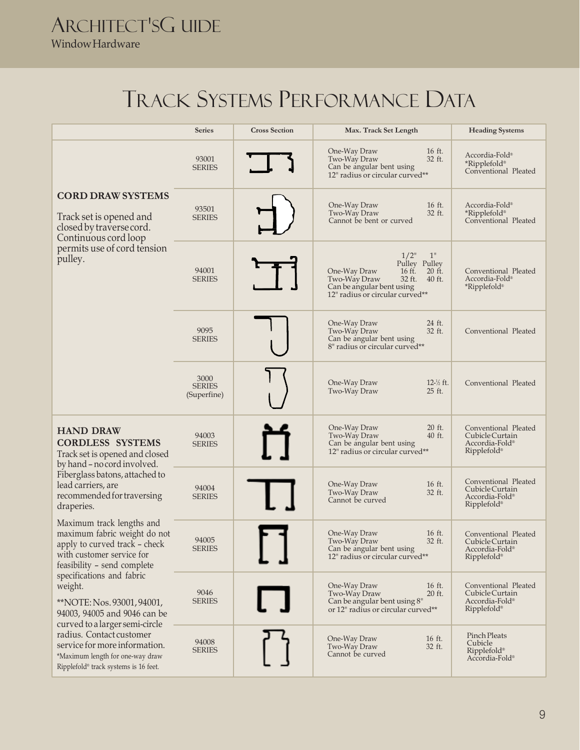# Track Systems Performance Data

| | Series | Cross Section | Max. Track Set Length | Heading Systems |
|---|---|---|---|---|
| **CORD DRAW SYSTEMS**<br>Track set is opened and closed by traverse cord. Continuous cord loop permits use of cord tension pulley. | 93001 SERIES | | One-Way Draw 16 ft.<br>Two-Way Draw 32 ft.<br>Can be angular bent using 12" radius or circular curved** | Accordia-Fold®<br>*Ripplefold®<br>Conventional Pleated |
| | 93501 SERIES | | One-Way Draw 16 ft.<br>Two-Way Draw 32 ft.<br>Cannot be bent or curved | Accordia-Fold®<br>*Ripplefold®<br>Conventional Pleated |
| | 94001 SERIES | | 1/2" Pulley / 1" Pulley<br>One-Way Draw 16 ft. / 20 ft.<br>Two-Way Draw 32 ft. / 40 ft.<br>Can be angular bent using 12" radius or circular curved** | Conventional Pleated<br>Accordia-Fold®<br>*Ripplefold® |
| | 9095 SERIES | | One-Way Draw 24 ft.<br>Two-Way Draw 32 ft.<br>Can be angular bent using 8" radius or circular curved** | Conventional Pleated |
| | 3000 SERIES (Superfine) | | One-Way Draw 12-½ ft.<br>Two-Way Draw 25 ft. | Conventional Pleated |
| **HAND DRAW CORDLESS SYSTEMS**<br>Track set is opened and closed by hand – no cord involved. Fiberglass batons, attached to lead carriers, are recommended for traversing draperies.<br>Maximum track lengths and maximum fabric weight do not apply to curved track – check with customer service for feasibility – send complete specifications and fabric weight.<br>**NOTE: Nos. 93001, 94001, 94003, 94005 and 9046 can be curved to a larger semi-circle radius. Contact customer service for more information.<br>*Maximum length for one-way draw Ripplefold® track systems is 16 feet. | 94003 SERIES | | One-Way Draw 20 ft.<br>Two-Way Draw 40 ft.<br>Can be angular bent using 12" radius or circular curved** | Conventional Pleated<br>Cubicle Curtain<br>Accordia-Fold®<br>Ripplefold® |
| | 94004 SERIES | | One-Way Draw 16 ft.<br>Two-Way Draw 32 ft.<br>Cannot be curved | Conventional Pleated<br>Cubicle Curtain<br>Accordia-Fold®<br>Ripplefold® |
| | 94005 SERIES | | One-Way Draw 16 ft.<br>Two-Way Draw 32 ft.<br>Can be angular bent using 12" radius or circular curved** | Conventional Pleated<br>Cubicle Curtain<br>Accordia-Fold®<br>Ripplefold® |
| | 9046 SERIES | | One-Way Draw 16 ft.<br>Two-Way Draw 20 ft.<br>Can be angular bent using 8" or 12" radius or circular curved** | Conventional Pleated<br>Cubicle Curtain<br>Accordia-Fold®<br>Ripplefold® |
| | 94008 SERIES | | One-Way Draw 16 ft.<br>Two-Way Draw 32 ft.<br>Cannot be curved | Pinch Pleats<br>Cubicle<br>Ripplefold®<br>Accordia-Fold® |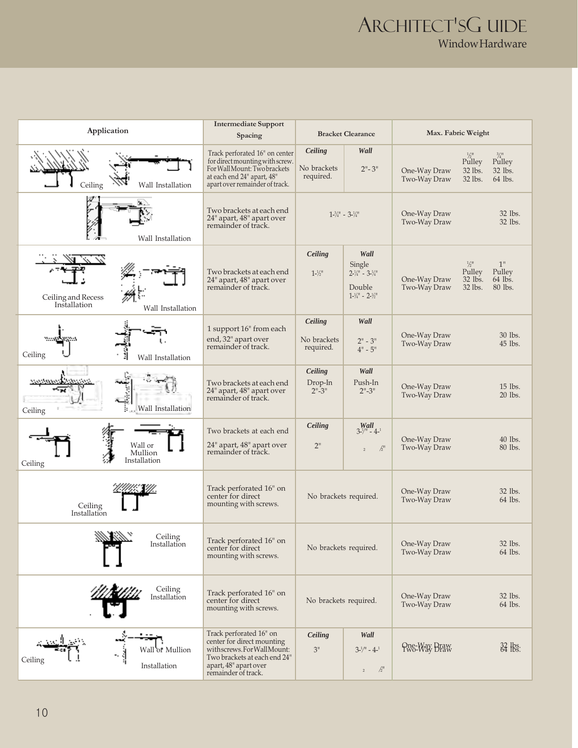# Architect's Guide

## Window Hardware

| Application | Intermediate Support Spacing | Bracket Clearance | | Max. Fabric Weight |
|---|---|---|---|---|
| Ceiling / Wall Installation | Track perforated 16" on center for direct mounting with screw. For Wall Mount: Two brackets at each end 24" apart, 48" apart over remainder of track. | *Ceiling*<br>No brackets required. | *Wall*<br>2"- 3" | ½" Pulley / ¾" Pulley<br>One-Way Draw: 32 lbs. / 32 lbs.<br>Two-Way Draw: 32 lbs. / 64 lbs. |
| Wall Installation | Two brackets at each end 24" apart, 48" apart over remainder of track. | 1-¾" - 3-¼" | | One-Way Draw: 32 lbs.<br>Two-Way Draw: 32 lbs. |
| Ceiling and Recess Installation / Wall Installation | Two brackets at each end 24" apart, 48" apart over remainder of track. | *Ceiling*<br>1-½" | *Wall*<br>Single<br>2-¼" - 3-¼"<br>Double<br>1-¼" - 2-½" | ½" Pulley / 1" Pulley<br>One-Way Draw: 32 lbs. / 64 lbs.<br>Two-Way Draw: 32 lbs. / 80 lbs. |
| Ceiling / Wall Installation | 1 support 16" from each end, 32" apart over remainder of track. | *Ceiling*<br>No brackets required. | *Wall*<br>2" - 3"<br>4" - 5" | One-Way Draw: 30 lbs.<br>Two-Way Draw: 45 lbs. |
| Ceiling / Wall Installation | Two brackets at each end 24" apart, 48" apart over remainder of track. | *Ceiling*<br>Drop-In<br>2"-3" | *Wall*<br>Push-In<br>2"-3" | One-Way Draw: 15 lbs.<br>Two-Way Draw: 20 lbs. |
| Ceiling / Wall or Mullion Installation | Two brackets at each end 24" apart, 48" apart over remainder of track. | *Ceiling*<br>2" | *Wall*<br>3-½" - 4-½" | One-Way Draw: 40 lbs.<br>Two-Way Draw: 80 lbs. |
| Ceiling Installation | Track perforated 16" on center for direct mounting with screws. | No brackets required. | | One-Way Draw: 32 lbs.<br>Two-Way Draw: 64 lbs. |
| Ceiling Installation | Track perforated 16" on center for direct mounting with screws. | No brackets required. | | One-Way Draw: 32 lbs.<br>Two-Way Draw: 64 lbs. |
| Ceiling Installation | Track perforated 16" on center for direct mounting with screws. | No brackets required. | | One-Way Draw: 32 lbs.<br>Two-Way Draw: 64 lbs. |
| Ceiling / Wall or Mullion Installation | Track perforated 16" on center for direct mounting with screws. For Wall Mount: Two brackets at each end 24" apart, 48" apart over remainder of track. | *Ceiling*<br>3" | *Wall*<br>3-½" - 4-½" | One-Way Draw: 32 lbs.<br>Two-Way Draw: 64 lbs. |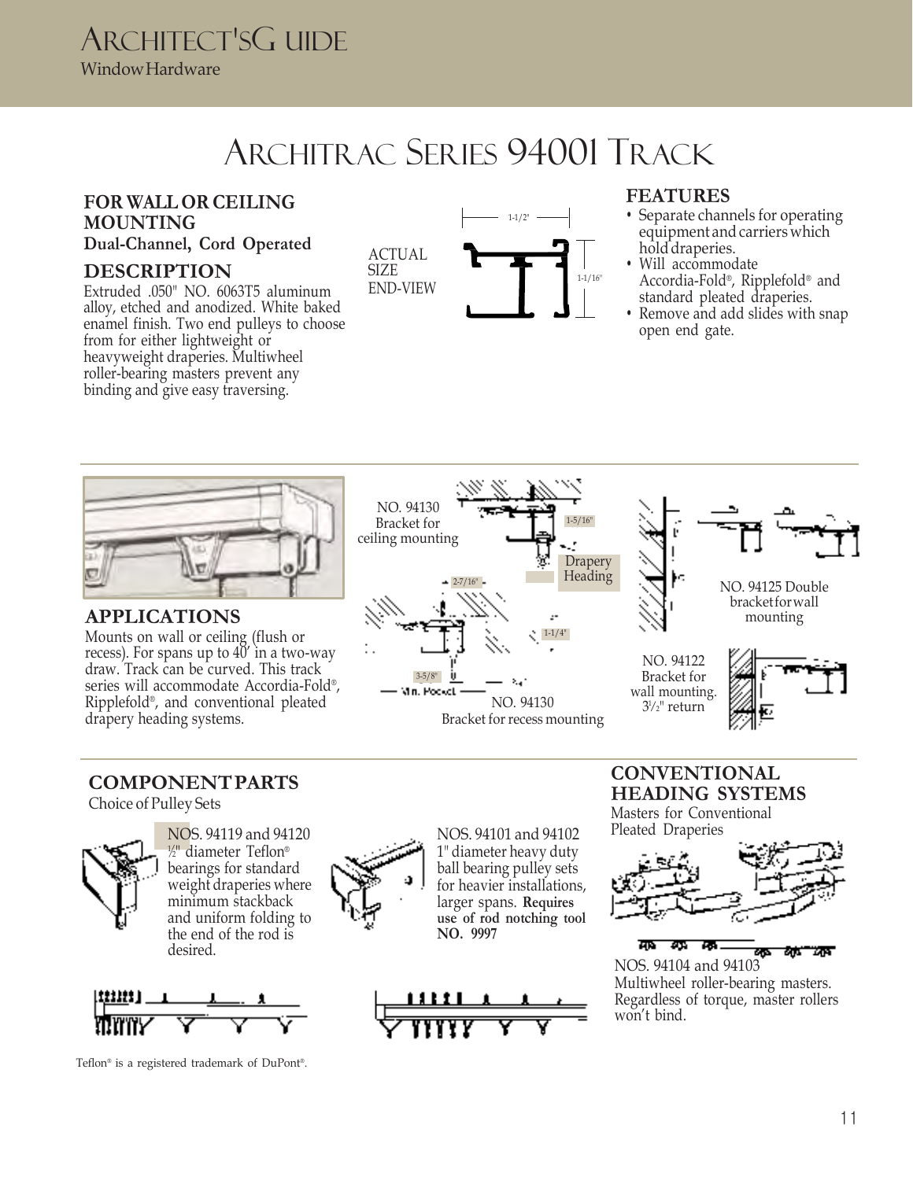# Architrac Series 94001 Track

## FOR WALL OR CEILING MOUNTING

**Dual-Channel, Cord Operated**

## DESCRIPTION

Extruded .050" NO. 6063T5 aluminum alloy, etched and anodized. White baked enamel finish. Two end pulleys to choose from for either lightweight or heavyweight draperies. Multiwheel roller-bearing masters prevent any binding and give easy traversing.

ACTUAL SIZE END-VIEW

1-1/2"

1-1/16"

## FEATURES

- Separate channels for operating equipment and carriers which hold draperies.
- Will accommodate Accordia-Fold®, Ripplefold® and standard pleated draperies.
- Remove and add slides with snap open end gate.

## APPLICATIONS

Mounts on wall or ceiling (flush or recess). For spans up to 40′ in a two-way draw. Track can be curved. This track series will accommodate Accordia-Fold®, Ripplefold®, and conventional pleated drapery heading systems.

NO. 94130 Bracket for ceiling mounting

1-5/16"

Drapery Heading

2-7/16"

1-1/4"

3-5/8"

Min. Pocket

NO. 94130 Bracket for recess mounting

NO. 94125 Double bracket for wall mounting

NO. 94122 Bracket for wall mounting. 3½" return

## COMPONENT PARTS

Choice of Pulley Sets

NOS. 94119 and 94120 ½" diameter Teflon® bearings for standard weight draperies where minimum stackback and uniform folding to the end of the rod is desired.

NOS. 94101 and 94102 1" diameter heavy duty ball bearing pulley sets for heavier installations, larger spans. **Requires use of rod notching tool NO. 9997**

## CONVENTIONAL HEADING SYSTEMS

Masters for Conventional Pleated Draperies

NOS. 94104 and 94103 Multiwheel roller-bearing masters. Regardless of torque, master rollers won't bind.

Teflon® is a registered trademark of DuPont®.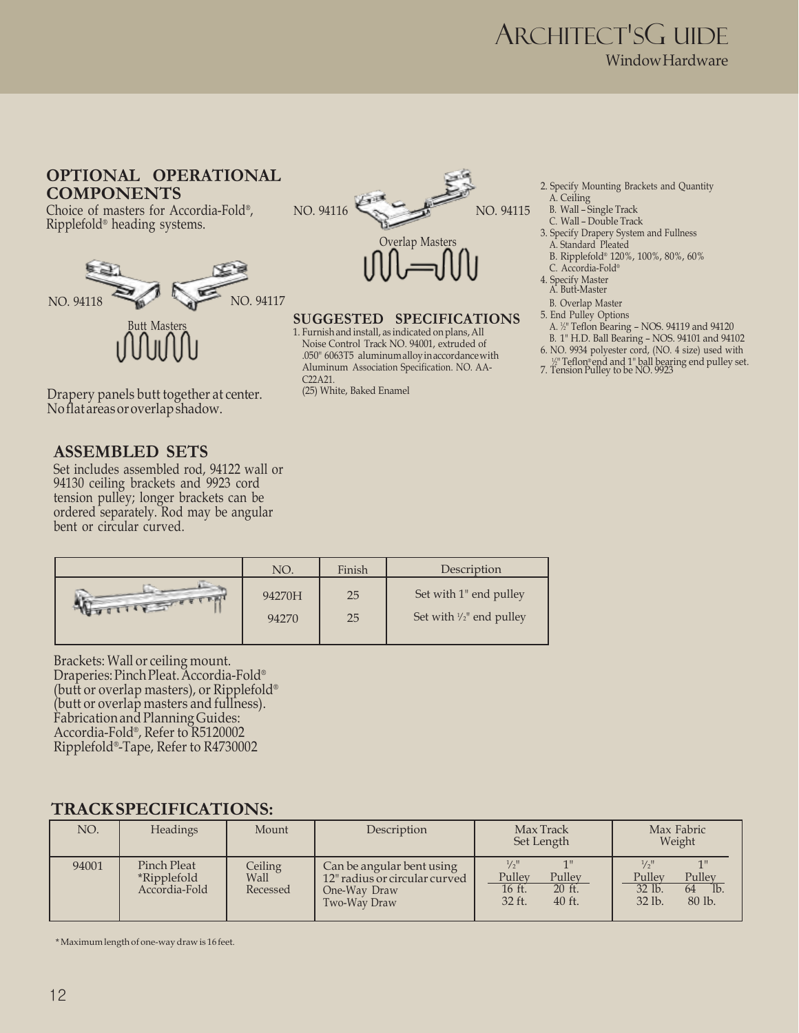## OPTIONAL OPERATIONAL COMPONENTS

Choice of masters for Accordia-Fold®, Ripplefold® heading systems.

NO. 94118 NO. 94117

Butt Masters

Drapery panels butt together at center. No flat areas or overlap shadow.

NO. 94116 NO. 94115

Overlap Masters

## SUGGESTED SPECIFICATIONS

1. Furnish and install, as indicated on plans, All Noise Control Track NO. 94001, extruded of .050" 6063T5 aluminum alloy in accordance with Aluminum Association Specification. NO. AA-C22A21.
   (25) White, Baked Enamel
2. Specify Mounting Brackets and Quantity
   A. Ceiling
   B. Wall – Single Track
   C. Wall – Double Track
3. Specify Drapery System and Fullness
   A. Standard Pleated
   B. Ripplefold® 120%, 100%, 80%, 60%
   C. Accordia-Fold®
4. Specify Master
   A. Butt-Master
   B. Overlap Master
5. End Pulley Options
   A. ½" Teflon Bearing – NOS. 94119 and 94120
   B. 1" H.D. Ball Bearing – NOS. 94101 and 94102
6. NO. 9934 polyester cord, (NO. 4 size) used with ½" Teflon® end and 1" ball bearing end pulley set.
7. Tension Pulley to be NO. 9923

## ASSEMBLED SETS

Set includes assembled rod, 94122 wall or 94130 ceiling brackets and 9923 cord tension pulley; longer brackets can be ordered separately. Rod may be angular bent or circular curved.

| | NO. | Finish | Description |
|---|---|---|---|
| | 94270H | 25 | Set with 1" end pulley |
| | 94270 | 25 | Set with ½" end pulley |

Brackets: Wall or ceiling mount.
Draperies: Pinch Pleat. Accordia-Fold® (butt or overlap masters), or Ripplefold® (butt or overlap masters and fullness).
Fabrication and Planning Guides:
Accordia-Fold®, Refer to R5120002
Ripplefold®-Tape, Refer to R4730002

## TRACK SPECIFICATIONS:

| NO. | Headings | Mount | Description | Max Track Set Length | | Max Fabric Weight | |
|---|---|---|---|---|---|---|---|
| | | | | ½" Pulley | 1" Pulley | ½" Pulley | 1" Pulley |
| 94001 | Pinch Pleat<br>*Ripplefold<br>Accordia-Fold | Ceiling<br>Wall<br>Recessed | Can be angular bent using 12" radius or circular curved<br>One-Way Draw<br>Two-Way Draw | 16 ft.<br>32 ft. | 20 ft.<br>40 ft. | 32 lb.<br>32 lb. | 64 lb.<br>80 lb. |

* Maximum length of one-way draw is 16 feet.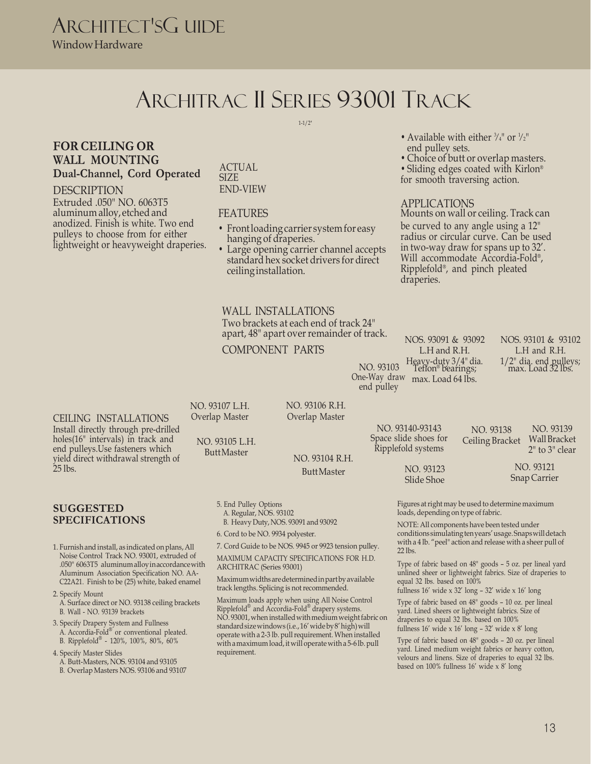# ARCHITRAC II SERIES 93001 TRACK

1-1/2"

## FOR CEILING OR WALL MOUNTING

**Dual-Channel, Cord Operated**

DESCRIPTION

Extruded .050" NO. 6063T5 aluminum alloy, etched and anodized. Finish is white. Two end pulleys to choose from for either lightweight or heavyweight draperies.

ACTUAL SIZE END-VIEW

FEATURES

- Front loading carrier system for easy hanging of draperies.
- Large opening carrier channel accepts standard hex socket drivers for direct ceiling installation.
- Available with either ¾" or ½" end pulley sets.
- Choice of butt or overlap masters.
- Sliding edges coated with Kirlon® for smooth traversing action.

APPLICATIONS

Mounts on wall or ceiling. Track can be curved to any angle using a 12" radius or circular curve. Can be used in two-way draw for spans up to 32′. Will accommodate Accordia-Fold®, Ripplefold®, and pinch pleated draperies.

WALL INSTALLATIONS

Two brackets at each end of track 24" apart, 48" apart over remainder of track.

COMPONENT PARTS

NO. 93103 One-Way draw end pulley

NOS. 93091 & 93092 L.H and R.H. Heavy-duty 3/4" dia. Teflon® bearings; max. Load 64 lbs.

NOS. 93101 & 93102 L.H and R.H. 1/2" dia. end pulleys; max. Load 32 lbs.

CEILING INSTALLATIONS

Install directly through pre-drilled holes(16" intervals) in track and end pulleys.Use fasteners which yield direct withdrawal strength of 25 lbs.

NO. 93107 L.H. Overlap Master

NO. 93106 R.H. Overlap Master

NO. 93105 L.H. Butt Master

NO. 93104 R.H. Butt Master

NO. 93140-93143 Space slide shoes for Ripplefold systems

NO. 93123 Slide Shoe

NO. 93138 Ceiling Bracket

NO. 93139 Wall Bracket 2" to 3" clear

NO. 93121 Snap Carrier

## SUGGESTED SPECIFICATIONS

1. Furnish and install, as indicated on plans, All Noise Control Track NO. 93001, extruded of .050" 6063T5 aluminum alloy in accordance with Aluminum Association Specification NO. AA-C22A21. Finish to be (25) white, baked enamel
2. Specify Mount
   A. Surface direct or NO. 93138 ceiling brackets
   B. Wall - NO. 93139 brackets
3. Specify Drapery System and Fullness
   A. Accordia-Fold® or conventional pleated.
   B. Ripplefold® - 120%, 100%, 80%, 60%
4. Specify Master Slides
   A. Butt-Masters, NOS. 93104 and 93105
   B. Overlap Masters NOS. 93106 and 93107
5. End Pulley Options
   A. Regular, NOS. 93102
   B. Heavy Duty, NOS. 93091 and 93092
6. Cord to be NO. 9934 polyester.
7. Cord Guide to be NOS. 9945 or 9923 tension pulley.

MAXIMUM CAPACITY SPECIFICATIONS FOR H.D. ARCHITRAC (Series 93001)

Maximum widths are determined in part by available track lengths. Splicing is not recommended.

Maximum loads apply when using All Noise Control Ripplefold® and Accordia-Fold® drapery systems. NO. 93001, when installed with medium weight fabric on standard size windows (i.e., 16′ wide by 8′ high) will operate with a 2-3 lb. pull requirement. When installed with a maximum load, it will operate with a 5-6 lb. pull requirement.

Figures at right may be used to determine maximum loads, depending on type of fabric.

NOTE: All components have been tested under conditions simulating ten years' usage. Snaps will detach with a 4 lb. "peel" action and release with a sheer pull of 22 lbs.

Type of fabric based on 48" goods – 5 oz. per lineal yard unlined sheer or lightweight fabrics. Size of draperies to equal 32 lbs. based on 100% fullness 16′ wide x 32′ long – 32′ wide x 16′ long

Type of fabric based on 48" goods – 10 oz. per lineal yard. Lined sheers or lightweight fabrics. Size of draperies to equal 32 lbs. based on 100% fullness 16′ wide x 16′ long – 32′ wide x 8′ long

Type of fabric based on 48" goods – 20 oz. per lineal yard. Lined medium weight fabrics or heavy cotton, velours and linens. Size of draperies to equal 32 lbs. based on 100% fullness 16′ wide x 8′ long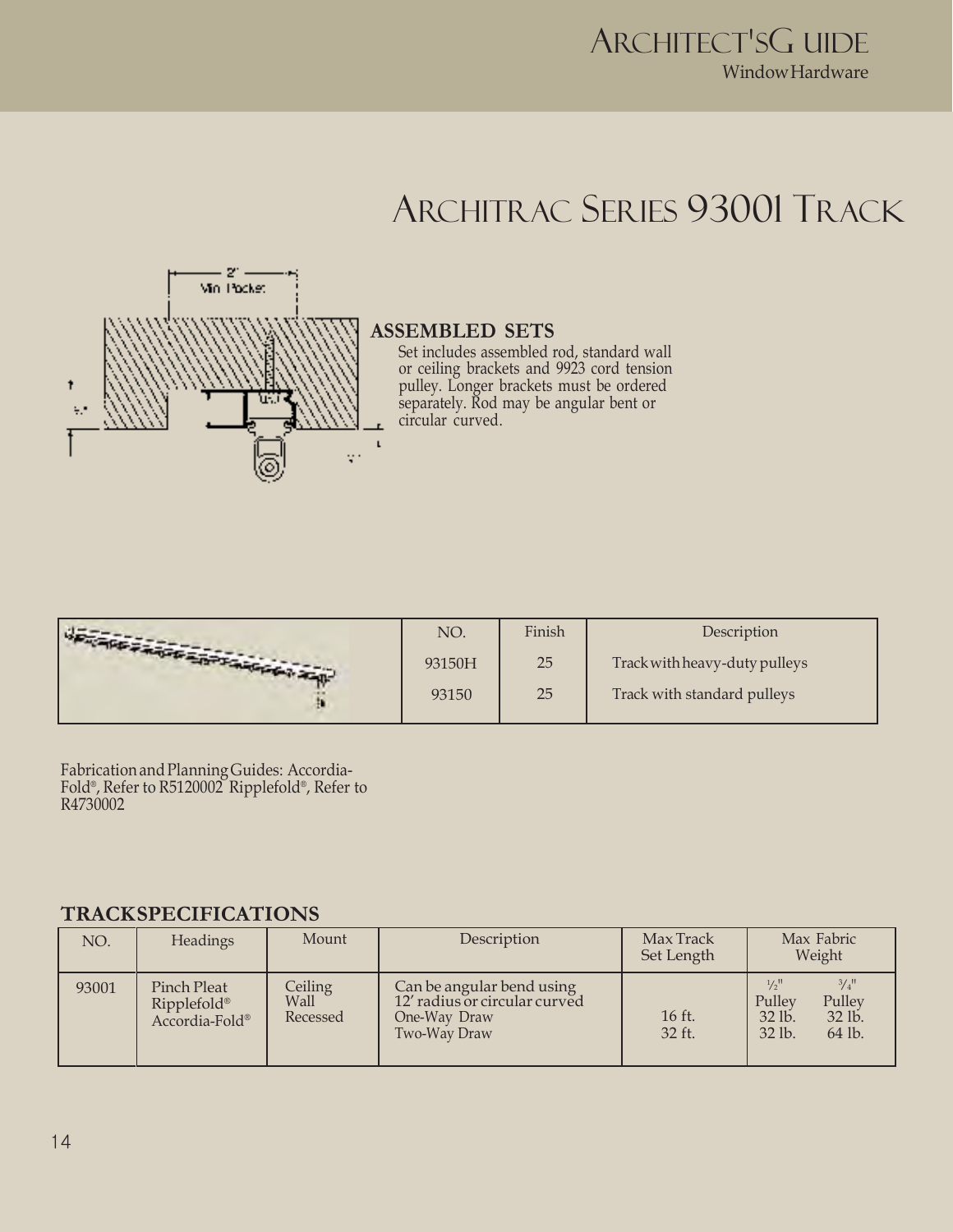# Architrac Series 93001 Track

## ASSEMBLED SETS

Set includes assembled rod, standard wall or ceiling brackets and 9923 cord tension pulley. Longer brackets must be ordered separately. Rod may be angular bent or circular curved.

| NO. | Finish | Description |
|---|---|---|
| 93150H | 25 | Track with heavy-duty pulleys |
| 93150 | 25 | Track with standard pulleys |

Fabrication and Planning Guides: Accordia-Fold®, Refer to R5120002 Ripplefold®, Refer to R4730002

## TRACK SPECIFICATIONS

| NO. | Headings | Mount | Description | Max Track Set Length | Max Fabric Weight | |
|---|---|---|---|---|---|---|
| | | | | | ½" Pulley | ¾" Pulley |
| 93001 | Pinch Pleat<br>Ripplefold®<br>Accordia-Fold® | Ceiling<br>Wall<br>Recessed | Can be angular bend using 12' radius or circular curved<br>One-Way Draw<br>Two-Way Draw | 16 ft.<br>32 ft. | 32 lb.<br>32 lb. | 32 lb.<br>64 lb. |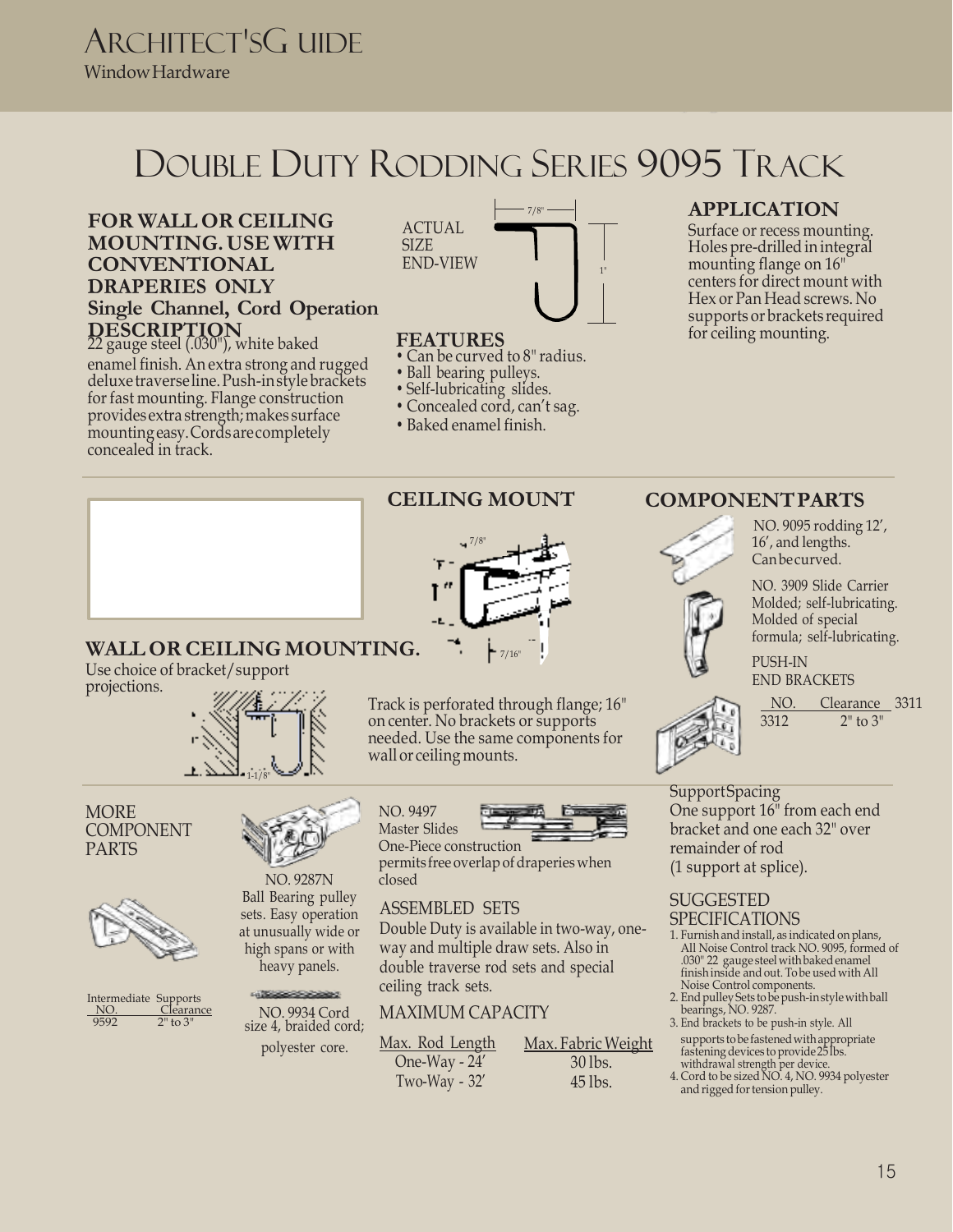# Double Duty Rodding Series 9095 Track

**FOR WALL OR CEILING MOUNTING. USE WITH CONVENTIONAL DRAPERIES ONLY**

**Single Channel, Cord Operation**

## DESCRIPTION

22 gauge steel (.030"), white baked enamel finish. An extra strong and rugged deluxe traverse line. Push-in style brackets for fast mounting. Flange construction provides extra strength; makes surface mounting easy. Cords are completely concealed in track.

ACTUAL SIZE END-VIEW

7/8"

1"

## FEATURES

- Can be curved to 8" radius.
- Ball bearing pulleys.
- Self-lubricating slides.
- Concealed cord, can't sag.
- Baked enamel finish.

## APPLICATION

Surface or recess mounting. Holes pre-drilled in integral mounting flange on 16" centers for direct mount with Hex or Pan Head screws. No supports or brackets required for ceiling mounting.

## CEILING MOUNT

7/8"

1"

7/16"

## WALL OR CEILING MOUNTING.

Use choice of bracket/support projections.

1-1/8"

Track is perforated through flange; 16" on center. No brackets or supports needed. Use the same components for wall or ceiling mounts.

## COMPONENT PARTS

NO. 9095 rodding 12', 16', and lengths. Can be curved.

NO. 3909 Slide Carrier Molded; self-lubricating. Molded of special formula; self-lubricating.

PUSH-IN END BRACKETS

| NO. | Clearance |
|---|---|
| 3311 | |
| 3312 | 2" to 3" |

## MORE COMPONENT PARTS

Intermediate Supports

| NO. | Clearance |
|---|---|
| 9592 | 2" to 3" |

NO. 9287N
Ball Bearing pulley sets. Easy operation at unusually wide or high spans or with heavy panels.

NO. 9934 Cord size 4, braided cord; polyester core.

NO. 9497
Master Slides
One-Piece construction permits free overlap of draperies when closed

## ASSEMBLED SETS

Double Duty is available in two-way, one-way and multiple draw sets. Also in double traverse rod sets and special ceiling track sets.

## MAXIMUM CAPACITY

| Max. Rod Length | Max. Fabric Weight |
|---|---|
| One-Way - 24' | 30 lbs. |
| Two-Way - 32' | 45 lbs. |

## Support Spacing

One support 16" from each end bracket and one each 32" over remainder of rod (1 support at splice).

## SUGGESTED SPECIFICATIONS

1. Furnish and install, as indicated on plans, All Noise Control track NO. 9095, formed of .030" 22 gauge steel with baked enamel finish inside and out. To be used with All Noise Control components.
2. End pulley Sets to be push-in style with ball bearings, NO. 9287.
3. End brackets to be push-in style. All supports to be fastened with appropriate fastening devices to provide 25 lbs. withdrawal strength per device.
4. Cord to be sized NO. 4, NO. 9934 polyester and rigged for tension pulley.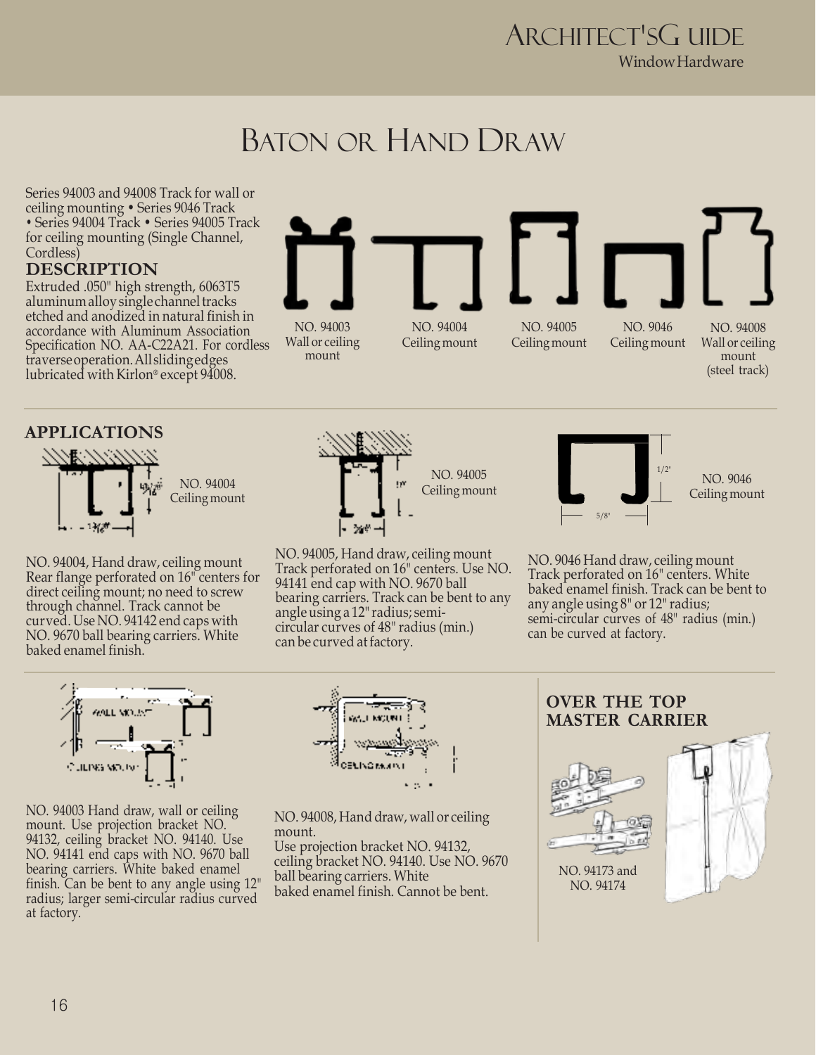# Baton or Hand Draw

Series 94003 and 94008 Track for wall or ceiling mounting • Series 9046 Track • Series 94004 Track • Series 94005 Track for ceiling mounting (Single Channel, Cordless)

## DESCRIPTION

Extruded .050" high strength, 6063T5 aluminum alloy single channel tracks etched and anodized in natural finish in accordance with Aluminum Association Specification NO. AA-C22A21. For cordless traverse operation. All sliding edges lubricated with Kirlon® except 94008.

NO. 94003 Wall or ceiling mount

NO. 94004 Ceiling mount

NO. 94005 Ceiling mount

NO. 9046 Ceiling mount

NO. 94008 Wall or ceiling mount (steel track)

## APPLICATIONS

NO. 94004 Ceiling mount

NO. 94004, Hand draw, ceiling mount Rear flange perforated on 16" centers for direct ceiling mount; no need to screw through channel. Track cannot be curved. Use NO. 94142 end caps with NO. 9670 ball bearing carriers. White baked enamel finish.

NO. 94005 Ceiling mount

NO. 94005, Hand draw, ceiling mount Track perforated on 16" centers. Use NO. 94141 end cap with NO. 9670 ball bearing carriers. Track can be bent to any angle using a 12" radius; semi-circular curves of 48" radius (min.) can be curved at factory.

NO. 9046 Ceiling mount

NO. 9046 Hand draw, ceiling mount Track perforated on 16" centers. White baked enamel finish. Track can be bent to any angle using 8" or 12" radius; semi-circular curves of 48" radius (min.) can be curved at factory.

NO. 94003 Hand draw, wall or ceiling mount. Use projection bracket NO. 94132, ceiling bracket NO. 94140. Use NO. 94141 end caps with NO. 9670 ball bearing carriers. White baked enamel finish. Can be bent to any angle using 12" radius; larger semi-circular radius curved at factory.

NO. 94008, Hand draw, wall or ceiling mount.
Use projection bracket NO. 94132, ceiling bracket NO. 94140. Use NO. 9670 ball bearing carriers. White baked enamel finish. Cannot be bent.

## OVER THE TOP MASTER CARRIER

NO. 94173 and NO. 94174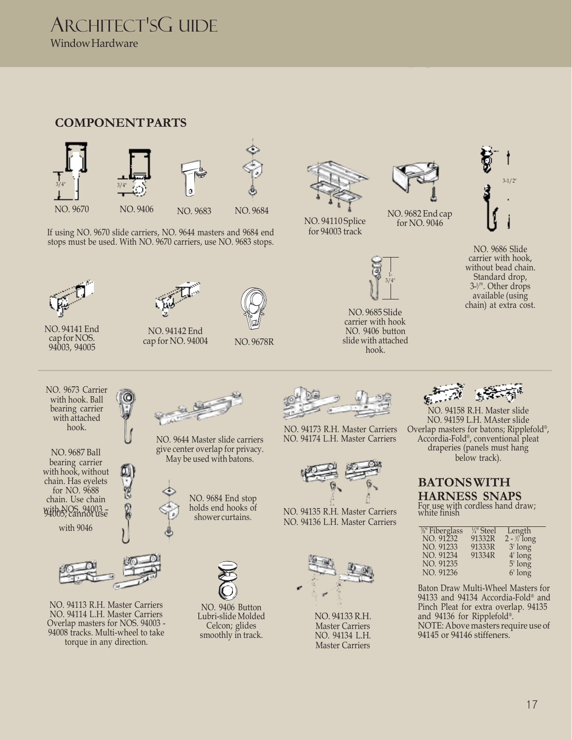## COMPONENT PARTS

3/4"

NO. 9670

3/4"

NO. 9406

NO. 9683

NO. 9684

If using NO. 9670 slide carriers, NO. 9644 masters and 9684 end stops must be used. With NO. 9670 carriers, use NO. 9683 stops.

NO. 94110 Splice for 94003 track

NO. 9682 End cap for NO. 9046

3-1/2"

NO. 9686 Slide carrier with hook, without bead chain. Standard drop, 3-½". Other drops available (using chain) at extra cost.

NO. 94141 End cap for NOS. 94003, 94005

NO. 94142 End cap for NO. 94004

NO. 9678R

1-3/4"

NO. 9685 Slide carrier with hook NO. 9406 button slide with attached hook.

NO. 9673 Carrier with hook. Ball bearing carrier with attached hook.

NO. 9687 Ball bearing carrier with hook, without chain. Has eyelets for NO. 9688 chain. Use chain with NOS. 94003 - 94005; cannot use with 9046

NO. 9644 Master slide carriers give center overlap for privacy. May be used with batons.

NO. 9684 End stop holds end hooks of shower curtains.

NO. 94173 R.H. Master Carriers
NO. 94174 L.H. Master Carriers

NO. 94135 R.H. Master Carriers
NO. 94136 L.H. Master Carriers

NO. 94158 R.H. Master slide
NO. 94159 L.H. MAster slide
Overlap masters for batons; Ripplefold®, Accordia-Fold®, conventional pleat draperies (panels must hang below track).

## BATONS WITH HARNESS SNAPS

For use with cordless hand draw; white finish

| ⅜" Fiberglass | ¼" Steel | Length |
|---|---|---|
| NO. 91232 | 91332R | 2 - ½' long |
| NO. 91233 | 91333R | 3' long |
| NO. 91234 | 91334R | 4' long |
| NO. 91235 | | 5' long |
| NO. 91236 | | 6' long |

NO. 94113 R.H. Master Carriers
NO. 94114 L.H. Master Carriers
Overlap masters for NOS. 94003 - 94008 tracks. Multi-wheel to take torque in any direction.

NO. 9406 Button Lubri-slide Molded Celcon; glides smoothly in track.

NO. 94133 R.H. Master Carriers
NO. 94134 L.H. Master Carriers

Baton Draw Multi-Wheel Masters for 94133 and 94134 Accordia-Fold® and Pinch Pleat for extra overlap. 94135 and 94136 for Ripplefold®.
NOTE: Above masters require use of 94145 or 94146 stiffeners.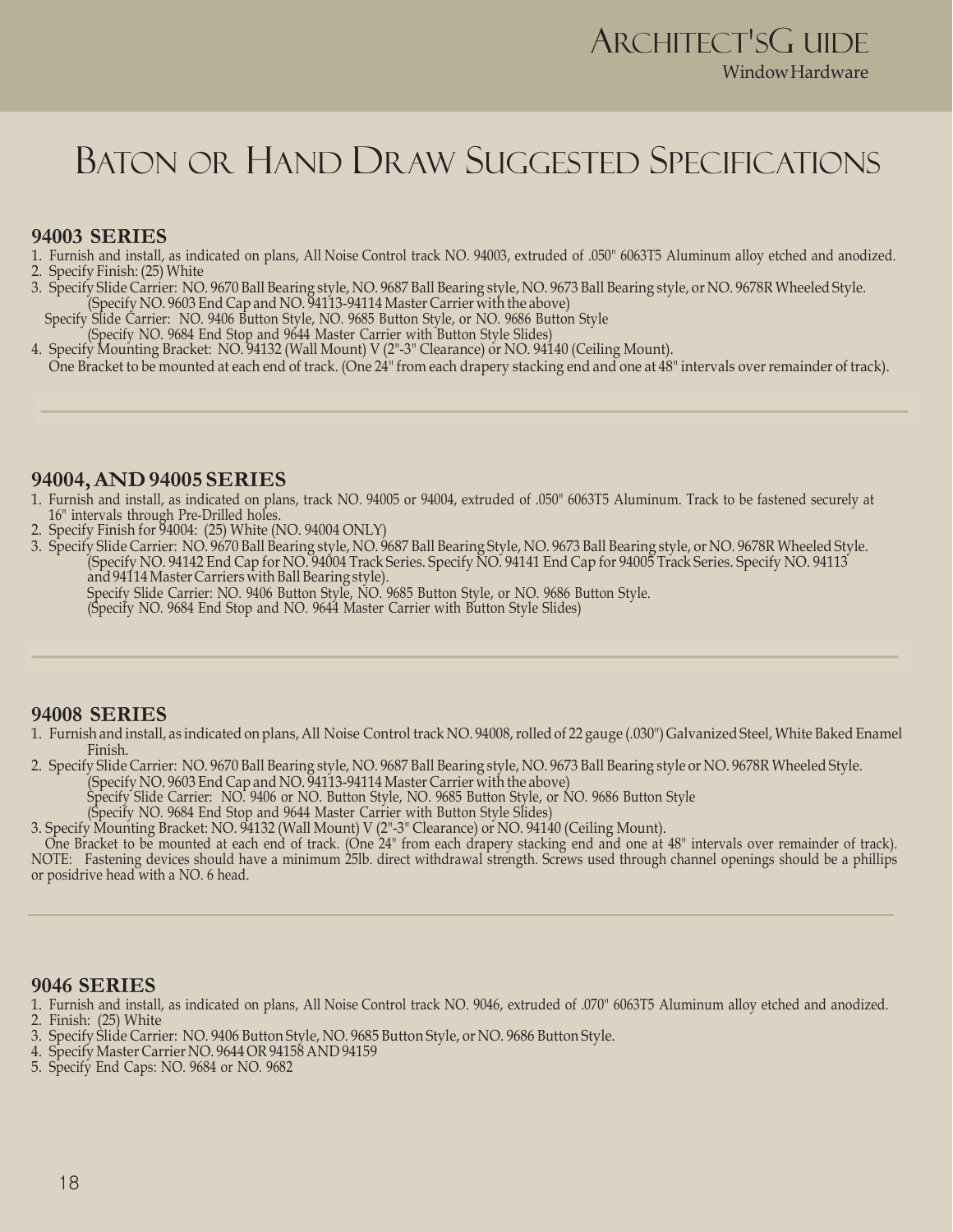# Baton or Hand Draw Suggested Specifications

## 94003 SERIES

1. Furnish and install, as indicated on plans, All Noise Control track NO. 94003, extruded of .050" 6063T5 Aluminum alloy etched and anodized.
2. Specify Finish: (25) White
3. Specify Slide Carrier: NO. 9670 Ball Bearing style, NO. 9687 Ball Bearing style, NO. 9673 Ball Bearing style, or NO. 9678R Wheeled Style.
   (Specify NO. 9603 End Cap and NO. 94113-94114 Master Carrier with the above)
   Specify Slide Carrier: NO. 9406 Button Style, NO. 9685 Button Style, or NO. 9686 Button Style
   (Specify NO. 9684 End Stop and 9644 Master Carrier with Button Style Slides)
4. Specify Mounting Bracket: NO. 94132 (Wall Mount) V (2"-3" Clearance) or NO. 94140 (Ceiling Mount).
   One Bracket to be mounted at each end of track. (One 24" from each drapery stacking end and one at 48" intervals over remainder of track).

---

## 94004, AND 94005 SERIES

1. Furnish and install, as indicated on plans, track NO. 94005 or 94004, extruded of .050" 6063T5 Aluminum. Track to be fastened securely at 16" intervals through Pre-Drilled holes.
2. Specify Finish for 94004: (25) White (NO. 94004 ONLY)
3. Specify Slide Carrier: NO. 9670 Ball Bearing style, NO. 9687 Ball Bearing Style, NO. 9673 Ball Bearing style, or NO. 9678R Wheeled Style.
   (Specify NO. 94142 End Cap for NO. 94004 Track Series. Specify NO. 94141 End Cap for 94005 Track Series. Specify NO. 94113 and 94114 Master Carriers with Ball Bearing style).
   Specify Slide Carrier: NO. 9406 Button Style, NO. 9685 Button Style, or NO. 9686 Button Style.
   (Specify NO. 9684 End Stop and NO. 9644 Master Carrier with Button Style Slides)

---

## 94008 SERIES

1. Furnish and install, as indicated on plans, All Noise Control track NO. 94008, rolled of 22 gauge (.030") Galvanized Steel, White Baked Enamel Finish.
2. Specify Slide Carrier: NO. 9670 Ball Bearing style, NO. 9687 Ball Bearing style, NO. 9673 Ball Bearing style or NO. 9678R Wheeled Style.
   (Specify NO. 9603 End Cap and NO. 94113-94114 Master Carrier with the above)
   Specify Slide Carrier: NO. 9406 or NO. Button Style, NO. 9685 Button Style, or NO. 9686 Button Style
   (Specify NO. 9684 End Stop and 9644 Master Carrier with Button Style Slides)
3. Specify Mounting Bracket: NO. 94132 (Wall Mount) V (2"-3" Clearance) or NO. 94140 (Ceiling Mount).
   One Bracket to be mounted at each end of track. (One 24" from each drapery stacking end and one at 48" intervals over remainder of track).

NOTE: Fastening devices should have a minimum 25lb. direct withdrawal strength. Screws used through channel openings should be a phillips or posidrive head with a NO. 6 head.

---

## 9046 SERIES

1. Furnish and install, as indicated on plans, All Noise Control track NO. 9046, extruded of .070" 6063T5 Aluminum alloy etched and anodized.
2. Finish: (25) White
3. Specify Slide Carrier: NO. 9406 Button Style, NO. 9685 Button Style, or NO. 9686 Button Style.
4. Specify Master Carrier NO. 9644 OR 94158 AND 94159
5. Specify End Caps: NO. 9684 or NO. 9682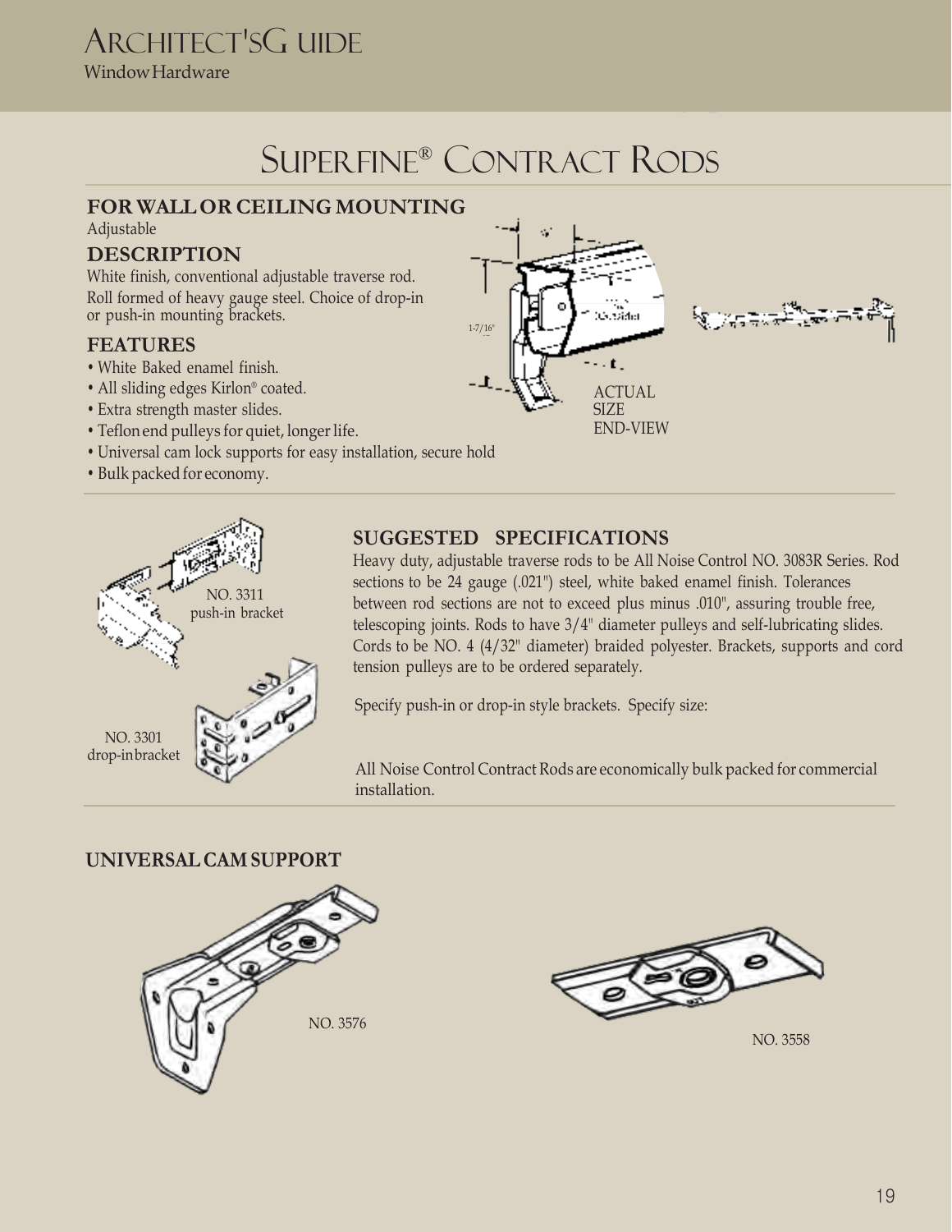# Superfine® Contract Rods

## FOR WALL OR CEILING MOUNTING

Adjustable

## DESCRIPTION

White finish, conventional adjustable traverse rod. Roll formed of heavy gauge steel. Choice of drop-in or push-in mounting brackets.

## FEATURES

- White Baked enamel finish.
- All sliding edges Kirlon® coated.
- Extra strength master slides.
- Teflon end pulleys for quiet, longer life.
- Universal cam lock supports for easy installation, secure hold
- Bulk packed for economy.

1-7/16"

ACTUAL SIZE END-VIEW

NO. 3311 push-in bracket

NO. 3301 drop-in bracket

## SUGGESTED SPECIFICATIONS

Heavy duty, adjustable traverse rods to be All Noise Control NO. 3083R Series. Rod sections to be 24 gauge (.021") steel, white baked enamel finish. Tolerances between rod sections are not to exceed plus minus .010", assuring trouble free, telescoping joints. Rods to have 3/4" diameter pulleys and self-lubricating slides. Cords to be NO. 4 (4/32" diameter) braided polyester. Brackets, supports and cord tension pulleys are to be ordered separately.

Specify push-in or drop-in style brackets. Specify size:

All Noise Control Contract Rods are economically bulk packed for commercial installation.

## UNIVERSAL CAM SUPPORT

NO. 3576

NO. 3558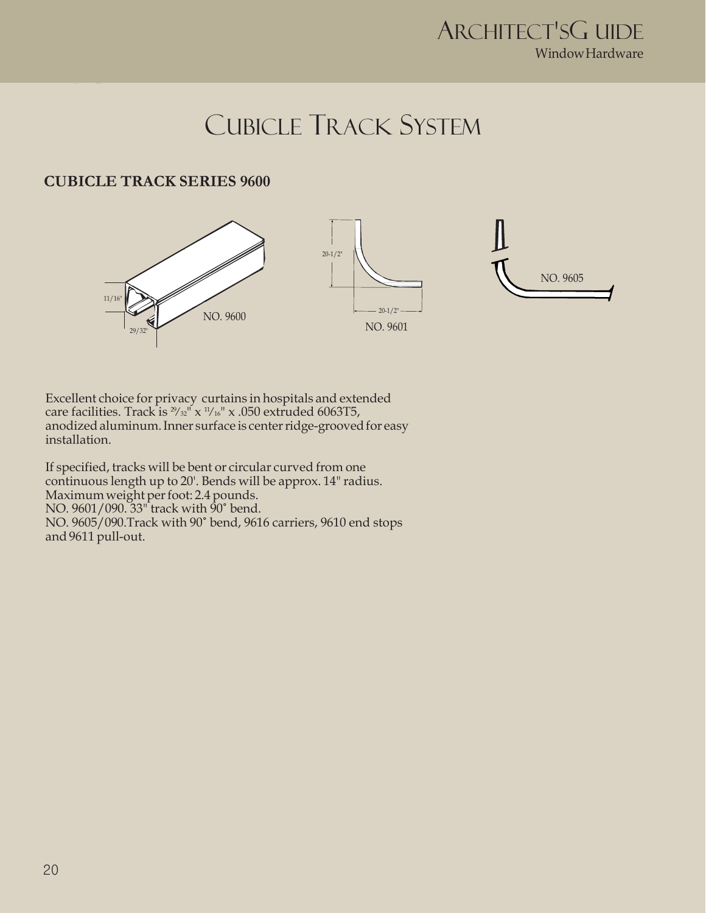# Cubicle Track System

## CUBICLE TRACK SERIES 9600

11/16"

29/32"

NO. 9600

20-1/2"

20-1/2"

NO. 9601

NO. 9605

Excellent choice for privacy curtains in hospitals and extended care facilities. Track is 29/32" x 11/16" x .050 extruded 6063T5, anodized aluminum. Inner surface is center ridge-grooved for easy installation.

If specified, tracks will be bent or circular curved from one continuous length up to 20'. Bends will be approx. 14" radius. Maximum weight per foot: 2.4 pounds.
NO. 9601/090. 33" track with 90˚ bend.
NO. 9605/090.Track with 90˚ bend, 9616 carriers, 9610 end stops and 9611 pull-out.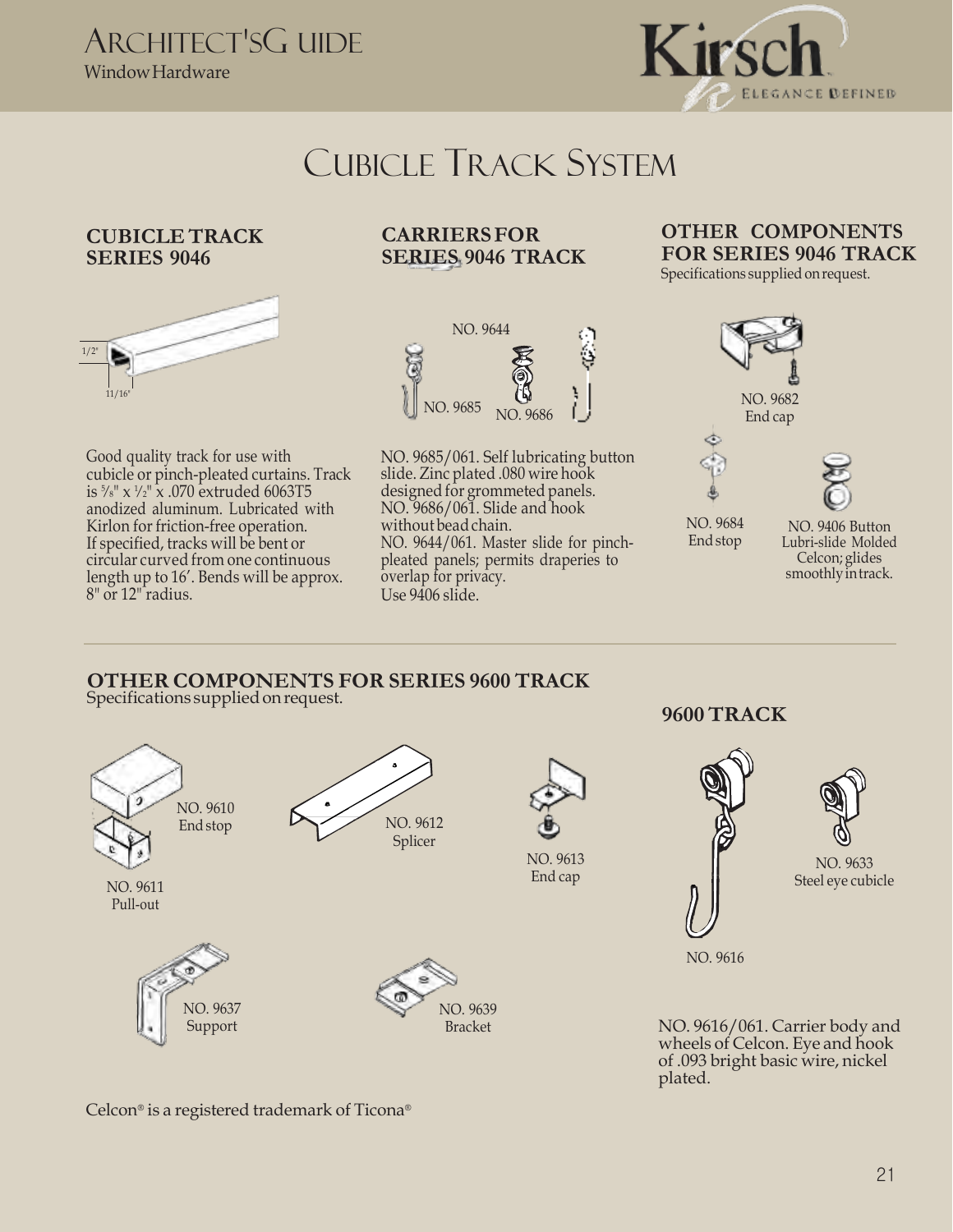# Cubicle Track System

## CUBICLE TRACK SERIES 9046

1/2"

11/16"

Good quality track for use with cubicle or pinch-pleated curtains. Track is 5/8" x 1/2" x .070 extruded 6063T5 anodized aluminum. Lubricated with Kirlon for friction-free operation. If specified, tracks will be bent or circular curved from one continuous length up to 16′. Bends will be approx. 8" or 12" radius.

## CARRIERS FOR SERIES 9046 TRACK

NO. 9644

NO. 9685

NO. 9686

NO. 9685/061. Self lubricating button slide. Zinc plated .080 wire hook designed for grommeted panels.
NO. 9686/061. Slide and hook without bead chain.
NO. 9644/061. Master slide for pinch-pleated panels; permits draperies to overlap for privacy.
Use 9406 slide.

## OTHER COMPONENTS FOR SERIES 9046 TRACK

Specifications supplied on request.

NO. 9682
End cap

NO. 9684
End stop

NO. 9406 Button Lubri-slide Molded Celcon; glides smoothly in track.

## OTHER COMPONENTS FOR SERIES 9600 TRACK

Specifications supplied on request.

NO. 9610
End stop

NO. 9611
Pull-out

NO. 9612
Splicer

NO. 9613
End cap

NO. 9637
Support

NO. 9639
Bracket

## 9600 TRACK

NO. 9616

NO. 9633
Steel eye cubicle

NO. 9616/061. Carrier body and wheels of Celcon. Eye and hook of .093 bright basic wire, nickel plated.

Celcon® is a registered trademark of Ticona®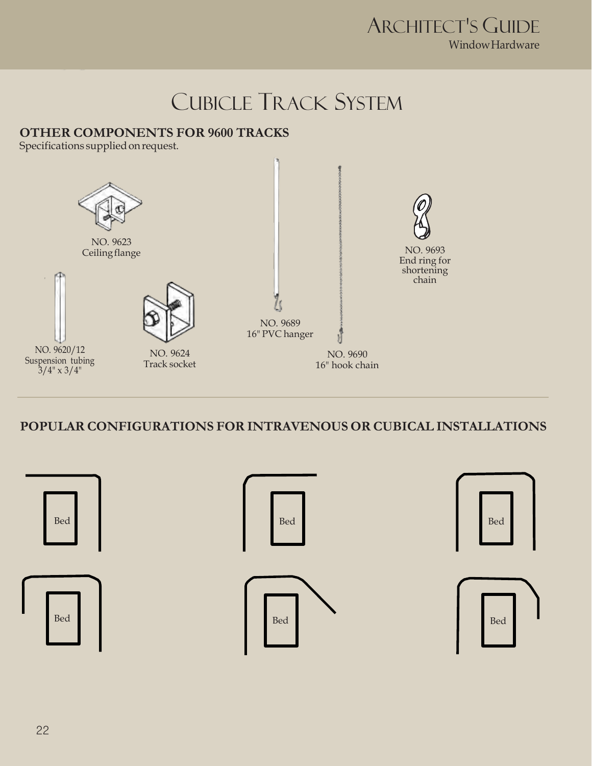# Cubicle Track System

## OTHER COMPONENTS FOR 9600 TRACKS

Specifications supplied on request.

NO. 9623
Ceiling flange

NO. 9693
End ring for shortening chain

NO. 9689
16" PVC hanger

NO. 9620/12
Suspension tubing
3/4" x 3/4"

NO. 9624
Track socket

NO. 9690
16" hook chain

## POPULAR CONFIGURATIONS FOR INTRAVENOUS OR CUBICAL INSTALLATIONS

Bed

Bed

Bed

Bed

Bed

Bed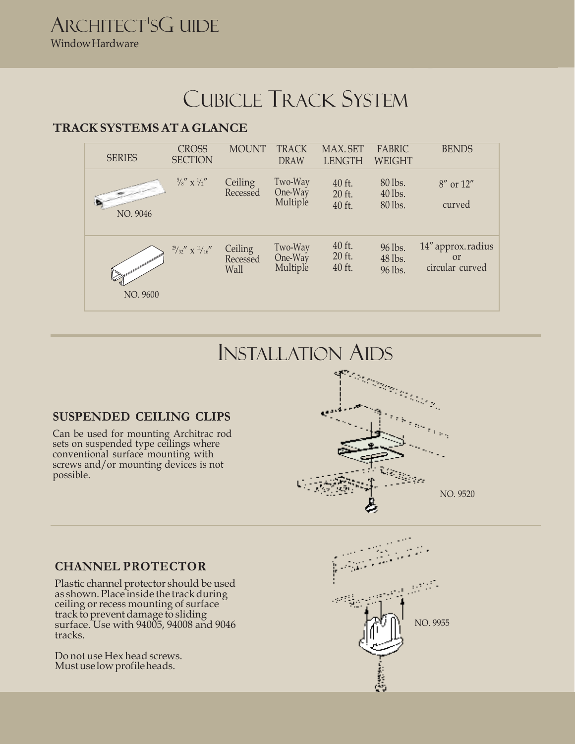# Cubicle Track System

## TRACK SYSTEMS AT A GLANCE

| SERIES | CROSS SECTION | MOUNT | TRACK DRAW | MAX. SET LENGTH | FABRIC WEIGHT | BENDS |
|---|---|---|---|---|---|---|
| NO. 9046 | 5/8″ x 1/2″ | Ceiling Recessed | Two-Way One-Way Multiple | 40 ft. 20 ft. 40 ft. | 80 lbs. 40 lbs. 80 lbs. | 8″ or 12″ curved |
| NO. 9600 | 29/32″ x 11/16″ | Ceiling Recessed Wall | Two-Way One-Way Multiple | 40 ft. 20 ft. 40 ft. | 96 lbs. 48 lbs. 96 lbs. | 14″ approx. radius or circular curved |

# Installation Aids

## SUSPENDED CEILING CLIPS

Can be used for mounting Architrac rod sets on suspended type ceilings where conventional surface mounting with screws and/or mounting devices is not possible.

NO. 9520

## CHANNEL PROTECTOR

Plastic channel protector should be used as shown. Place inside the track during ceiling or recess mounting of surface track to prevent damage to sliding surface. Use with 94005, 94008 and 9046 tracks.

Do not use Hex head screws.
Must use low profile heads.

NO. 9955